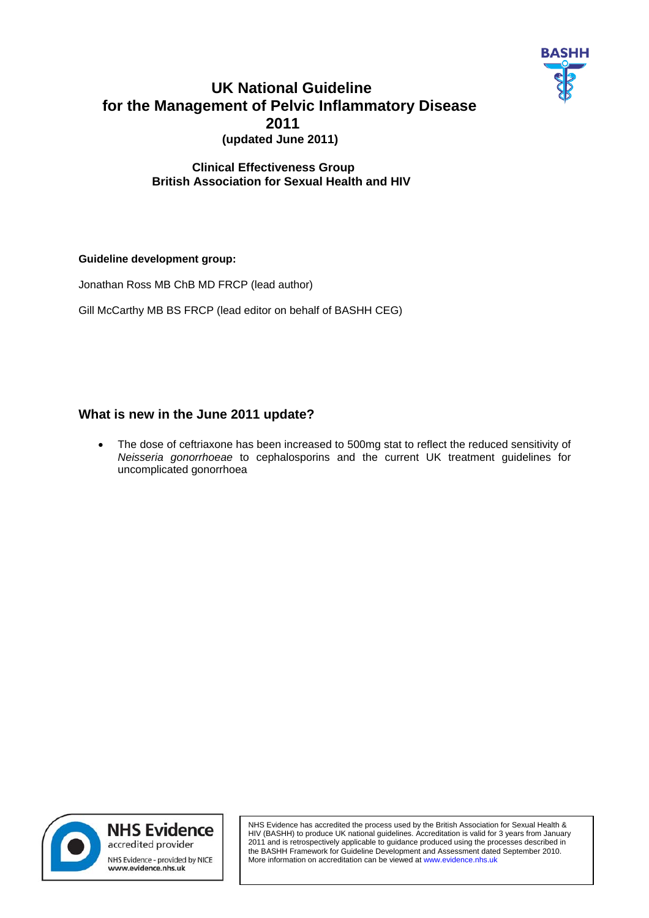# UK National Guideline for the Management of Pelvic Inflammatory Disease 2011

**(updated June 2011)**

**Clinical Effectiveness Group**
**British Association for Sexual Health and HIV**

**Guideline development group:**

Jonathan Ross MB ChB MD FRCP (lead author)

Gill McCarthy MB BS FRCP (lead editor on behalf of BASHH CEG)

## What is new in the June 2011 update?

- The dose of ceftriaxone has been increased to 500mg stat to reflect the reduced sensitivity of *Neisseria gonorrhoeae* to cephalosporins and the current UK treatment guidelines for uncomplicated gonorrhoea

NHS Evidence accredited provider
NHS Evidence - provided by NICE
www.evidence.nhs.uk

NHS Evidence has accredited the process used by the British Association for Sexual Health & HIV (BASHH) to produce UK national guidelines. Accreditation is valid for 3 years from January 2011 and is retrospectively applicable to guidance produced using the processes described in the BASHH Framework for Guideline Development and Assessment dated September 2010. More information on accreditation can be viewed at www.evidence.nhs.uk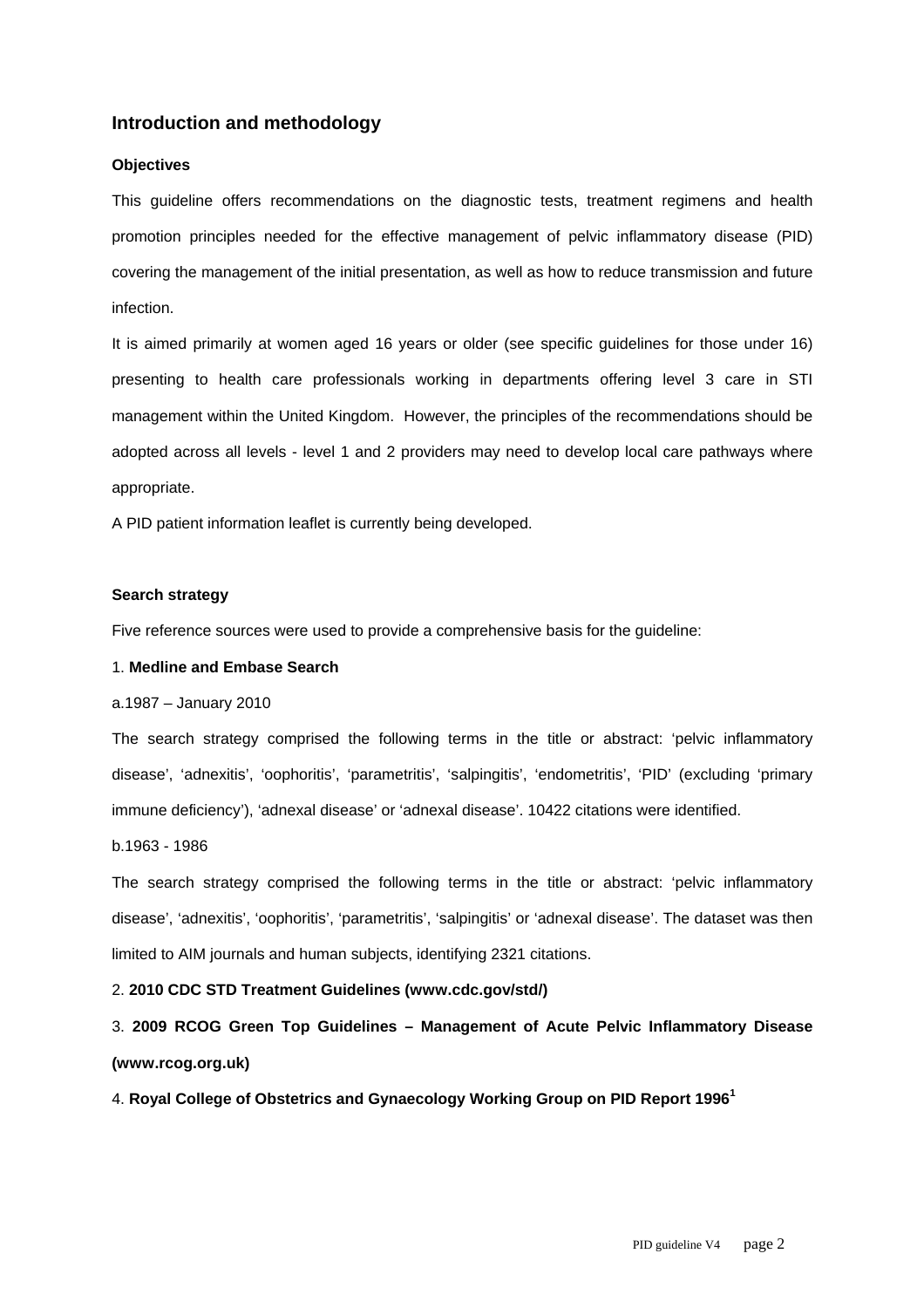## Introduction and methodology

### Objectives

This guideline offers recommendations on the diagnostic tests, treatment regimens and health promotion principles needed for the effective management of pelvic inflammatory disease (PID) covering the management of the initial presentation, as well as how to reduce transmission and future infection.

It is aimed primarily at women aged 16 years or older (see specific guidelines for those under 16) presenting to health care professionals working in departments offering level 3 care in STI management within the United Kingdom. However, the principles of the recommendations should be adopted across all levels - level 1 and 2 providers may need to develop local care pathways where appropriate.

A PID patient information leaflet is currently being developed.

### Search strategy

Five reference sources were used to provide a comprehensive basis for the guideline:

1. **Medline and Embase Search**

a.1987 – January 2010

The search strategy comprised the following terms in the title or abstract: 'pelvic inflammatory disease', 'adnexitis', 'oophoritis', 'parametritis', 'salpingitis', 'endometritis', 'PID' (excluding 'primary immune deficiency'), 'adnexal disease' or 'adnexal disease'. 10422 citations were identified.

b.1963 - 1986

The search strategy comprised the following terms in the title or abstract: 'pelvic inflammatory disease', 'adnexitis', 'oophoritis', 'parametritis', 'salpingitis' or 'adnexal disease'. The dataset was then limited to AIM journals and human subjects, identifying 2321 citations.

2. **2010 CDC STD Treatment Guidelines (www.cdc.gov/std/)**

3. **2009 RCOG Green Top Guidelines – Management of Acute Pelvic Inflammatory Disease (www.rcog.org.uk)**

4. **Royal College of Obstetrics and Gynaecology Working Group on PID Report 1996**[1]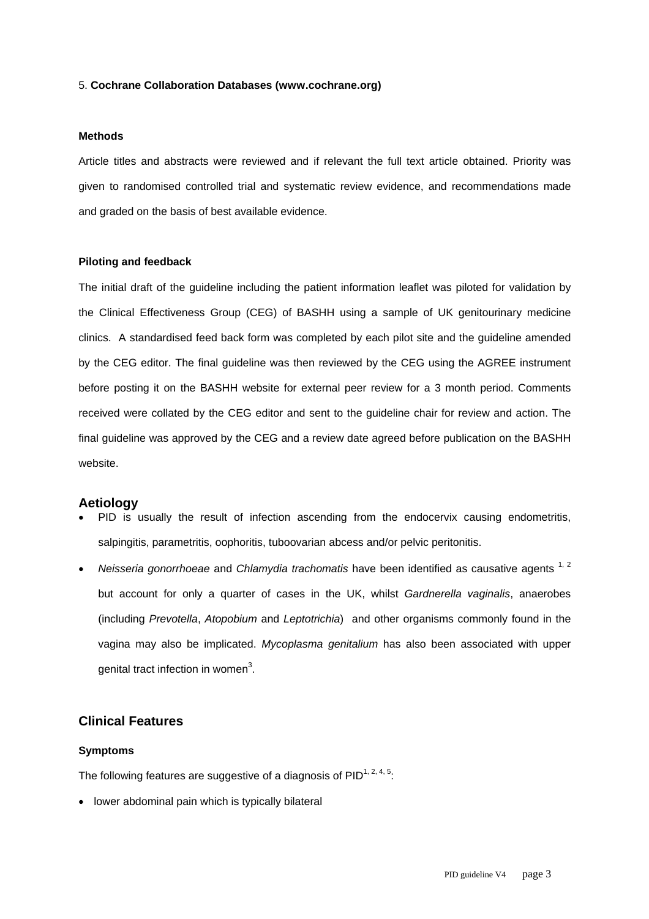5. **Cochrane Collaboration Databases (www.cochrane.org)**

**Methods**

Article titles and abstracts were reviewed and if relevant the full text article obtained. Priority was given to randomised controlled trial and systematic review evidence, and recommendations made and graded on the basis of best available evidence.

**Piloting and feedback**

The initial draft of the guideline including the patient information leaflet was piloted for validation by the Clinical Effectiveness Group (CEG) of BASHH using a sample of UK genitourinary medicine clinics. A standardised feed back form was completed by each pilot site and the guideline amended by the CEG editor. The final guideline was then reviewed by the CEG using the AGREE instrument before posting it on the BASHH website for external peer review for a 3 month period. Comments received were collated by the CEG editor and sent to the guideline chair for review and action. The final guideline was approved by the CEG and a review date agreed before publication on the BASHH website.

## Aetiology

- PID is usually the result of infection ascending from the endocervix causing endometritis, salpingitis, parametritis, oophoritis, tuboovarian abcess and/or pelvic peritonitis.
- *Neisseria gonorrhoeae* and *Chlamydia trachomatis* have been identified as causative agents [1, 2] but account for only a quarter of cases in the UK, whilst *Gardnerella vaginalis*, anaerobes (including *Prevotella*, *Atopobium* and *Leptotrichia*) and other organisms commonly found in the vagina may also be implicated. *Mycoplasma genitalium* has also been associated with upper genital tract infection in women[3].

## Clinical Features

**Symptoms**

The following features are suggestive of a diagnosis of PID[1, 2, 4, 5]:

- lower abdominal pain which is typically bilateral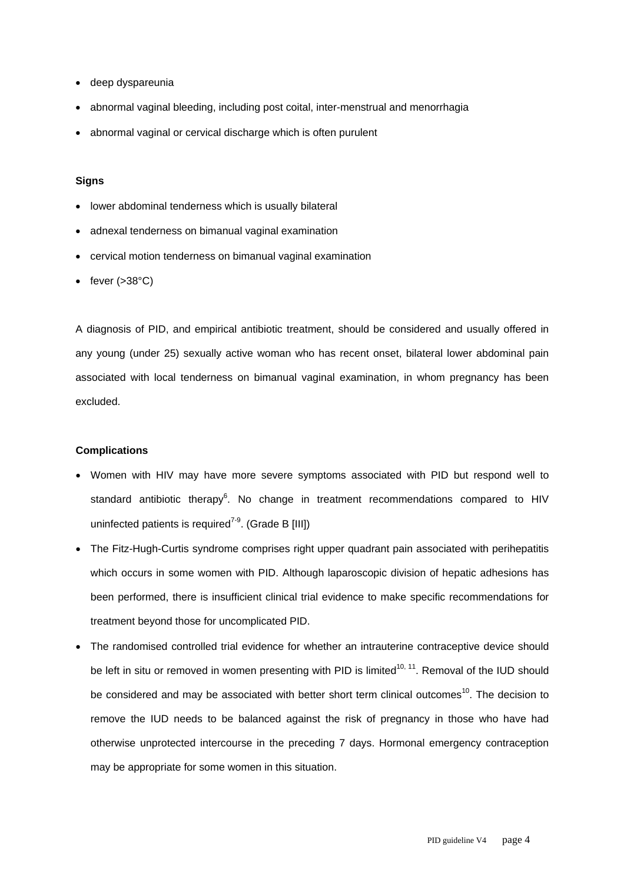- deep dyspareunia
- abnormal vaginal bleeding, including post coital, inter-menstrual and menorrhagia
- abnormal vaginal or cervical discharge which is often purulent

**Signs**

- lower abdominal tenderness which is usually bilateral
- adnexal tenderness on bimanual vaginal examination
- cervical motion tenderness on bimanual vaginal examination
- fever (>38°C)

A diagnosis of PID, and empirical antibiotic treatment, should be considered and usually offered in any young (under 25) sexually active woman who has recent onset, bilateral lower abdominal pain associated with local tenderness on bimanual vaginal examination, in whom pregnancy has been excluded.

**Complications**

- Women with HIV may have more severe symptoms associated with PID but respond well to standard antibiotic therapy[6]. No change in treatment recommendations compared to HIV uninfected patients is required[7-9]. (Grade B [III])
- The Fitz-Hugh-Curtis syndrome comprises right upper quadrant pain associated with perihepatitis which occurs in some women with PID. Although laparoscopic division of hepatic adhesions has been performed, there is insufficient clinical trial evidence to make specific recommendations for treatment beyond those for uncomplicated PID.
- The randomised controlled trial evidence for whether an intrauterine contraceptive device should be left in situ or removed in women presenting with PID is limited[10, 11]. Removal of the IUD should be considered and may be associated with better short term clinical outcomes[10]. The decision to remove the IUD needs to be balanced against the risk of pregnancy in those who have had otherwise unprotected intercourse in the preceding 7 days. Hormonal emergency contraception may be appropriate for some women in this situation.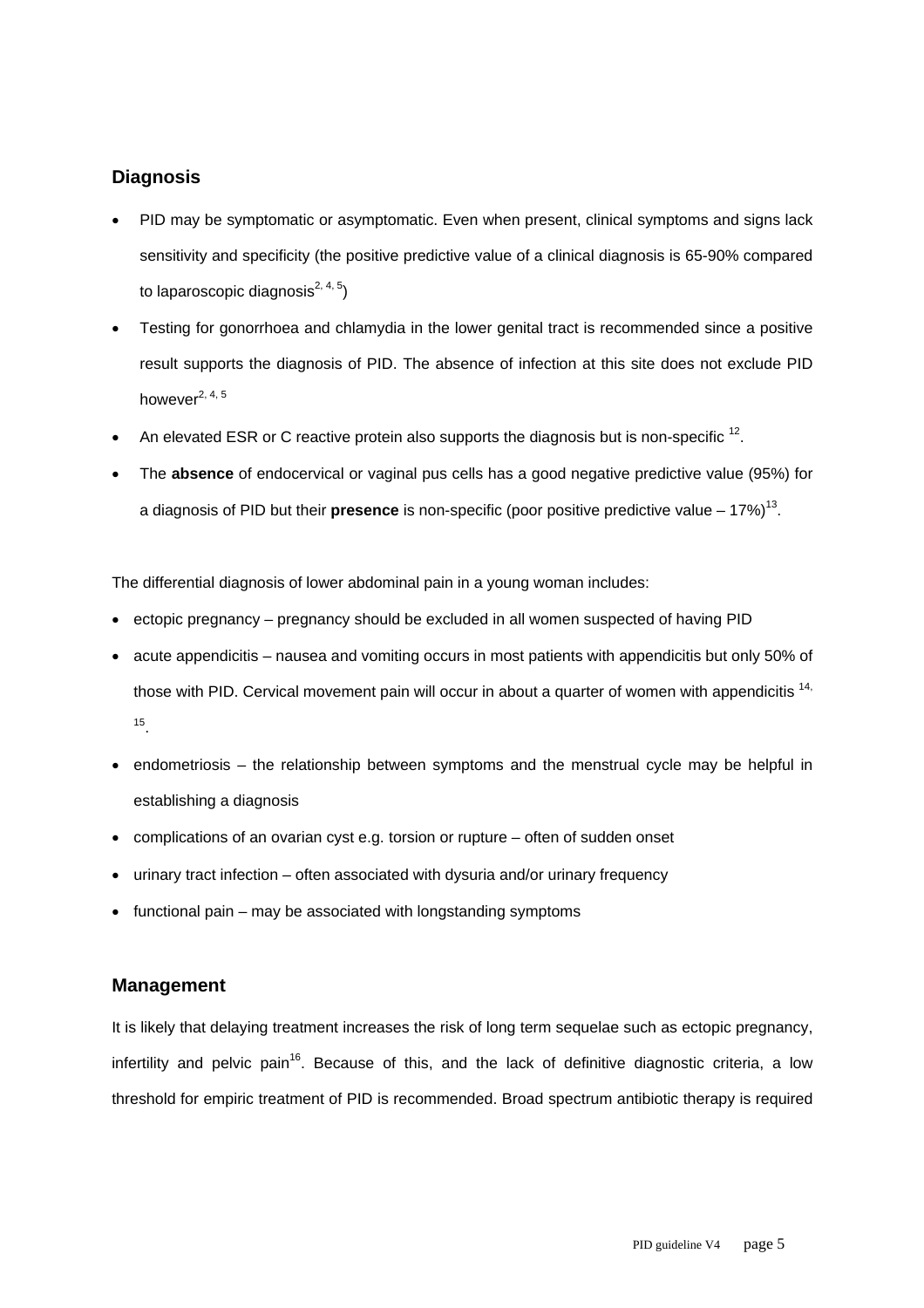## Diagnosis

- PID may be symptomatic or asymptomatic. Even when present, clinical symptoms and signs lack sensitivity and specificity (the positive predictive value of a clinical diagnosis is 65-90% compared to laparoscopic diagnosis[2, 4, 5])
- Testing for gonorrhoea and chlamydia in the lower genital tract is recommended since a positive result supports the diagnosis of PID. The absence of infection at this site does not exclude PID however[2, 4, 5]
- An elevated ESR or C reactive protein also supports the diagnosis but is non-specific [12].
- The **absence** of endocervical or vaginal pus cells has a good negative predictive value (95%) for a diagnosis of PID but their **presence** is non-specific (poor positive predictive value – 17%)[13].

The differential diagnosis of lower abdominal pain in a young woman includes:

- ectopic pregnancy – pregnancy should be excluded in all women suspected of having PID
- acute appendicitis – nausea and vomiting occurs in most patients with appendicitis but only 50% of those with PID. Cervical movement pain will occur in about a quarter of women with appendicitis [14, 15].
- endometriosis – the relationship between symptoms and the menstrual cycle may be helpful in establishing a diagnosis
- complications of an ovarian cyst e.g. torsion or rupture – often of sudden onset
- urinary tract infection – often associated with dysuria and/or urinary frequency
- functional pain – may be associated with longstanding symptoms

## Management

It is likely that delaying treatment increases the risk of long term sequelae such as ectopic pregnancy, infertility and pelvic pain[16]. Because of this, and the lack of definitive diagnostic criteria, a low threshold for empiric treatment of PID is recommended. Broad spectrum antibiotic therapy is required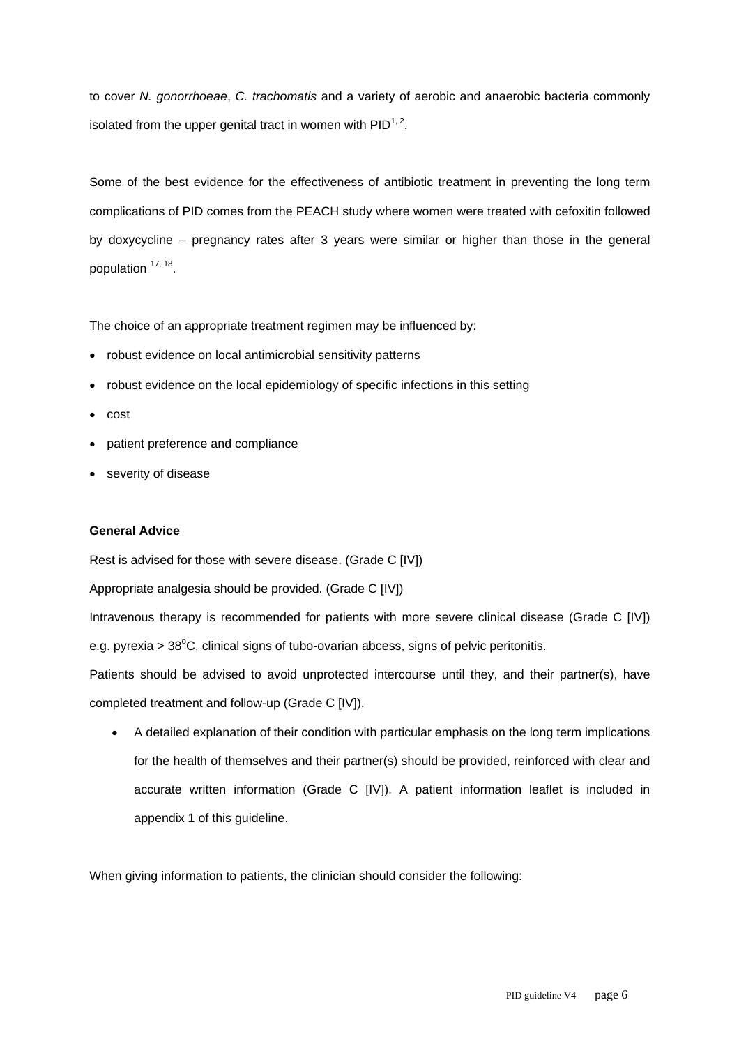to cover *N. gonorrhoeae*, *C. trachomatis* and a variety of aerobic and anaerobic bacteria commonly isolated from the upper genital tract in women with PID[1, 2].

Some of the best evidence for the effectiveness of antibiotic treatment in preventing the long term complications of PID comes from the PEACH study where women were treated with cefoxitin followed by doxycycline – pregnancy rates after 3 years were similar or higher than those in the general population [17, 18].

The choice of an appropriate treatment regimen may be influenced by:

- robust evidence on local antimicrobial sensitivity patterns
- robust evidence on the local epidemiology of specific infections in this setting
- cost
- patient preference and compliance
- severity of disease

**General Advice**

Rest is advised for those with severe disease. (Grade C [IV])

Appropriate analgesia should be provided. (Grade C [IV])

Intravenous therapy is recommended for patients with more severe clinical disease (Grade C [IV]) e.g. pyrexia > 38$^{o}$C, clinical signs of tubo-ovarian abcess, signs of pelvic peritonitis.

Patients should be advised to avoid unprotected intercourse until they, and their partner(s), have completed treatment and follow-up (Grade C [IV]).

- A detailed explanation of their condition with particular emphasis on the long term implications for the health of themselves and their partner(s) should be provided, reinforced with clear and accurate written information (Grade C [IV]). A patient information leaflet is included in appendix 1 of this guideline.

When giving information to patients, the clinician should consider the following: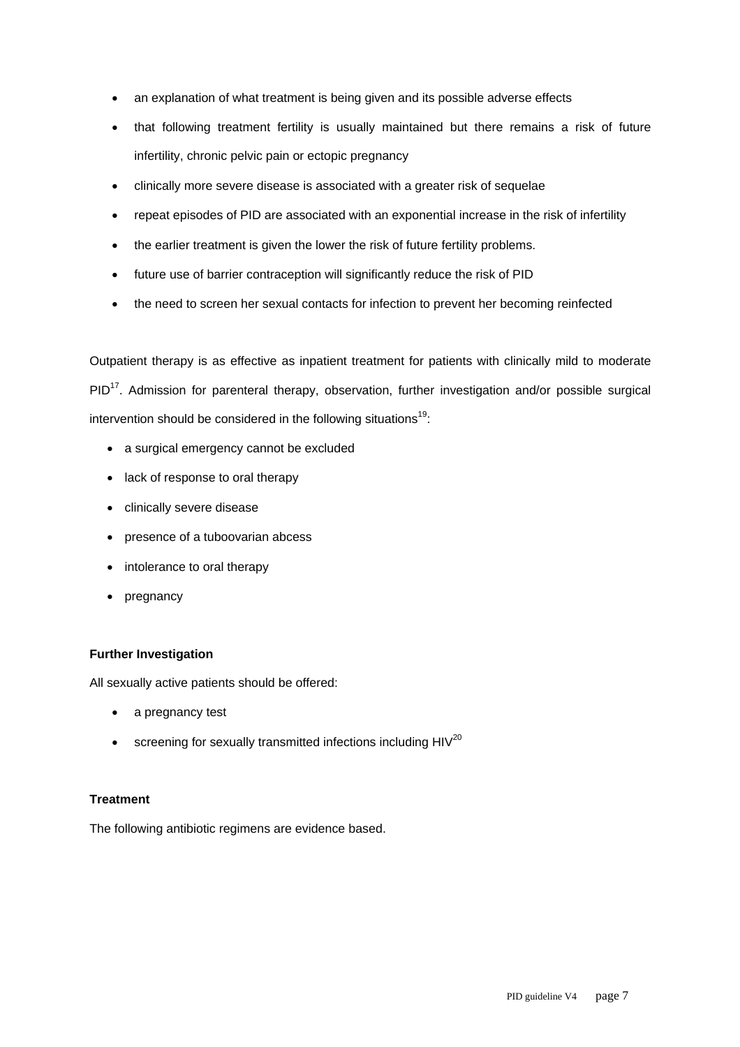- an explanation of what treatment is being given and its possible adverse effects
- that following treatment fertility is usually maintained but there remains a risk of future infertility, chronic pelvic pain or ectopic pregnancy
- clinically more severe disease is associated with a greater risk of sequelae
- repeat episodes of PID are associated with an exponential increase in the risk of infertility
- the earlier treatment is given the lower the risk of future fertility problems.
- future use of barrier contraception will significantly reduce the risk of PID
- the need to screen her sexual contacts for infection to prevent her becoming reinfected

Outpatient therapy is as effective as inpatient treatment for patients with clinically mild to moderate PID[17]. Admission for parenteral therapy, observation, further investigation and/or possible surgical intervention should be considered in the following situations[19]:

- a surgical emergency cannot be excluded
- lack of response to oral therapy
- clinically severe disease
- presence of a tuboovarian abcess
- intolerance to oral therapy
- pregnancy

**Further Investigation**

All sexually active patients should be offered:

- a pregnancy test
- screening for sexually transmitted infections including HIV[20]

**Treatment**

The following antibiotic regimens are evidence based.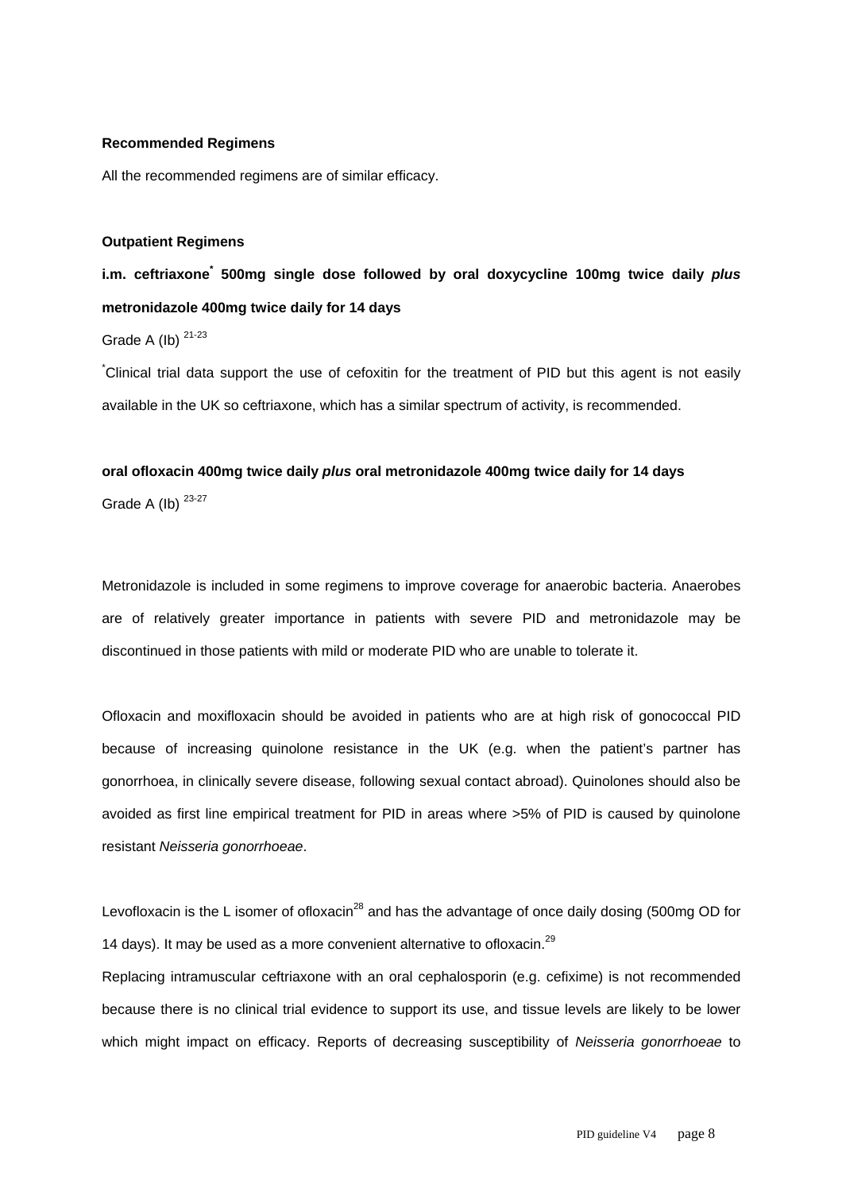**Recommended Regimens**

All the recommended regimens are of similar efficacy.

**Outpatient Regimens**

**i.m. ceftriaxone[*] 500mg single dose followed by oral doxycycline 100mg twice daily *plus* metronidazole 400mg twice daily for 14 days**

Grade A (Ib) [21-23]

[*]Clinical trial data support the use of cefoxitin for the treatment of PID but this agent is not easily available in the UK so ceftriaxone, which has a similar spectrum of activity, is recommended.

**oral ofloxacin 400mg twice daily *plus* oral metronidazole 400mg twice daily for 14 days**

Grade A (Ib) [23-27]

Metronidazole is included in some regimens to improve coverage for anaerobic bacteria. Anaerobes are of relatively greater importance in patients with severe PID and metronidazole may be discontinued in those patients with mild or moderate PID who are unable to tolerate it.

Ofloxacin and moxifloxacin should be avoided in patients who are at high risk of gonococcal PID because of increasing quinolone resistance in the UK (e.g. when the patient's partner has gonorrhoea, in clinically severe disease, following sexual contact abroad). Quinolones should also be avoided as first line empirical treatment for PID in areas where >5% of PID is caused by quinolone resistant *Neisseria gonorrhoeae*.

Levofloxacin is the L isomer of ofloxacin[28] and has the advantage of once daily dosing (500mg OD for 14 days). It may be used as a more convenient alternative to ofloxacin.[29]

Replacing intramuscular ceftriaxone with an oral cephalosporin (e.g. cefixime) is not recommended because there is no clinical trial evidence to support its use, and tissue levels are likely to be lower which might impact on efficacy. Reports of decreasing susceptibility of *Neisseria gonorrhoeae* to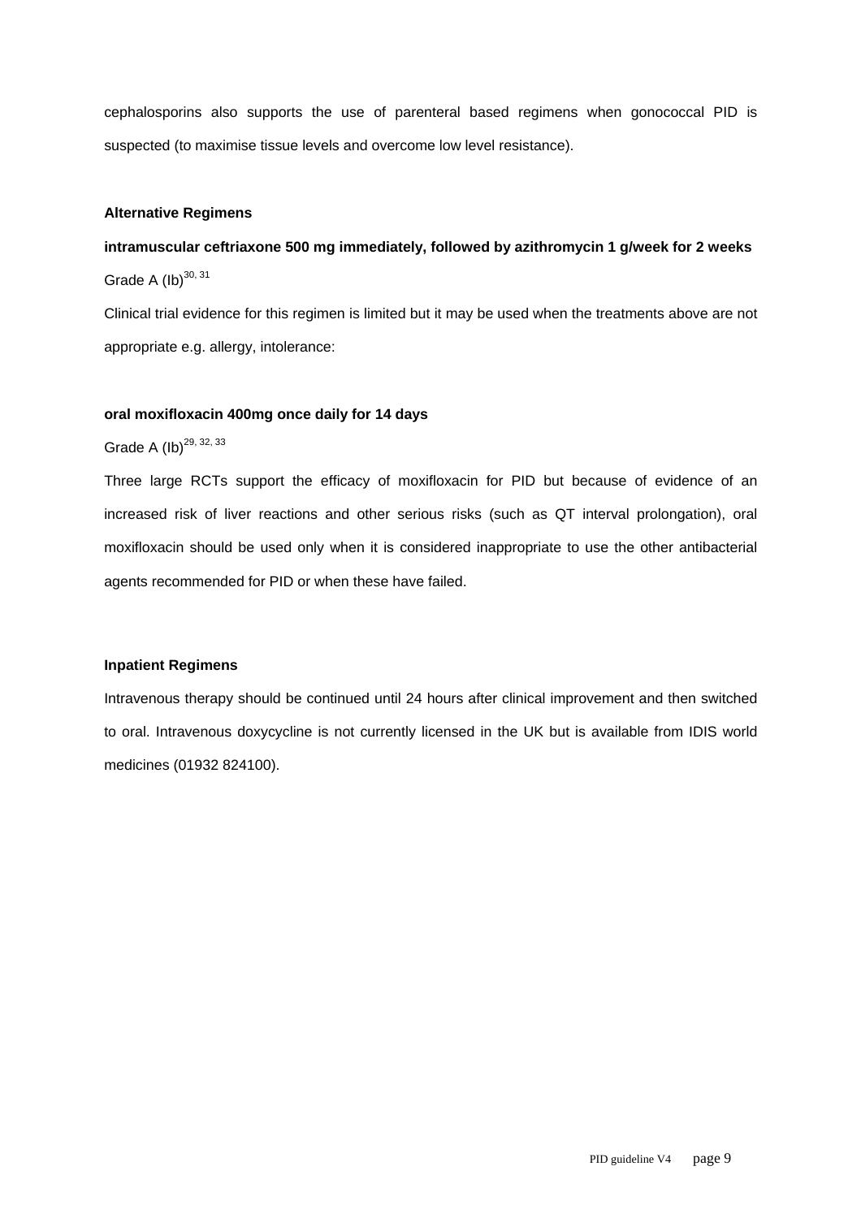cephalosporins also supports the use of parenteral based regimens when gonococcal PID is suspected (to maximise tissue levels and overcome low level resistance).

**Alternative Regimens**

**intramuscular ceftriaxone 500 mg immediately, followed by azithromycin 1 g/week for 2 weeks**

Grade A (Ib)[30, 31]

Clinical trial evidence for this regimen is limited but it may be used when the treatments above are not appropriate e.g. allergy, intolerance:

**oral moxifloxacin 400mg once daily for 14 days**

Grade A (Ib)[29, 32, 33]

Three large RCTs support the efficacy of moxifloxacin for PID but because of evidence of an increased risk of liver reactions and other serious risks (such as QT interval prolongation), oral moxifloxacin should be used only when it is considered inappropriate to use the other antibacterial agents recommended for PID or when these have failed.

**Inpatient Regimens**

Intravenous therapy should be continued until 24 hours after clinical improvement and then switched to oral. Intravenous doxycycline is not currently licensed in the UK but is available from IDIS world medicines (01932 824100).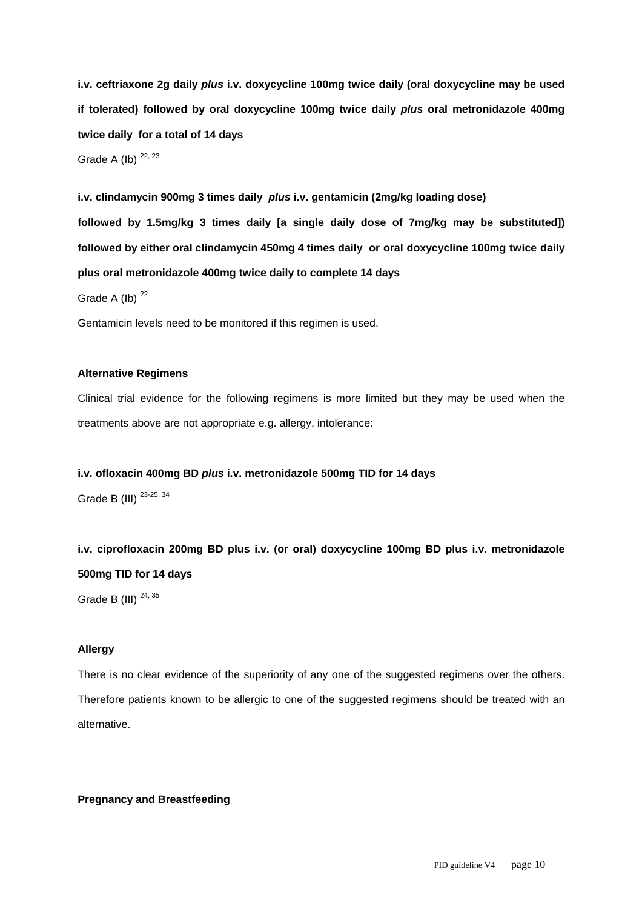**i.v. ceftriaxone 2g daily *plus* i.v. doxycycline 100mg twice daily (oral doxycycline may be used if tolerated) followed by oral doxycycline 100mg twice daily *plus* oral metronidazole 400mg twice daily for a total of 14 days**

Grade A (Ib) [22, 23]

**i.v. clindamycin 900mg 3 times daily *plus* i.v. gentamicin (2mg/kg loading dose) followed by 1.5mg/kg 3 times daily [a single daily dose of 7mg/kg may be substituted]) followed by either oral clindamycin 450mg 4 times daily or oral doxycycline 100mg twice daily plus oral metronidazole 400mg twice daily to complete 14 days**

Grade A (Ib) [22]

Gentamicin levels need to be monitored if this regimen is used.

**Alternative Regimens**

Clinical trial evidence for the following regimens is more limited but they may be used when the treatments above are not appropriate e.g. allergy, intolerance:

**i.v. ofloxacin 400mg BD *plus* i.v. metronidazole 500mg TID for 14 days**

Grade B (III) [23-25, 34]

**i.v. ciprofloxacin 200mg BD plus i.v. (or oral) doxycycline 100mg BD plus i.v. metronidazole 500mg TID for 14 days**

Grade B (III) [24, 35]

**Allergy**

There is no clear evidence of the superiority of any one of the suggested regimens over the others. Therefore patients known to be allergic to one of the suggested regimens should be treated with an alternative.

**Pregnancy and Breastfeeding**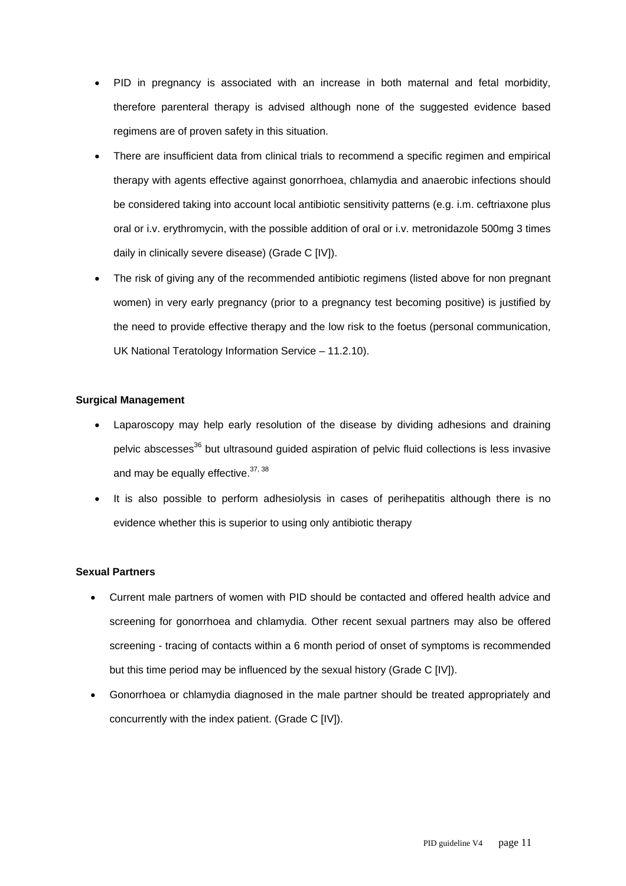- PID in pregnancy is associated with an increase in both maternal and fetal morbidity, therefore parenteral therapy is advised although none of the suggested evidence based regimens are of proven safety in this situation.
- There are insufficient data from clinical trials to recommend a specific regimen and empirical therapy with agents effective against gonorrhoea, chlamydia and anaerobic infections should be considered taking into account local antibiotic sensitivity patterns (e.g. i.m. ceftriaxone plus oral or i.v. erythromycin, with the possible addition of oral or i.v. metronidazole 500mg 3 times daily in clinically severe disease) (Grade C [IV]).
- The risk of giving any of the recommended antibiotic regimens (listed above for non pregnant women) in very early pregnancy (prior to a pregnancy test becoming positive) is justified by the need to provide effective therapy and the low risk to the foetus (personal communication, UK National Teratology Information Service – 11.2.10).

**Surgical Management**

- Laparoscopy may help early resolution of the disease by dividing adhesions and draining pelvic abscesses[36] but ultrasound guided aspiration of pelvic fluid collections is less invasive and may be equally effective.[37, 38]
- It is also possible to perform adhesiolysis in cases of perihepatitis although there is no evidence whether this is superior to using only antibiotic therapy

**Sexual Partners**

- Current male partners of women with PID should be contacted and offered health advice and screening for gonorrhoea and chlamydia. Other recent sexual partners may also be offered screening - tracing of contacts within a 6 month period of onset of symptoms is recommended but this time period may be influenced by the sexual history (Grade C [IV]).
- Gonorrhoea or chlamydia diagnosed in the male partner should be treated appropriately and concurrently with the index patient. (Grade C [IV]).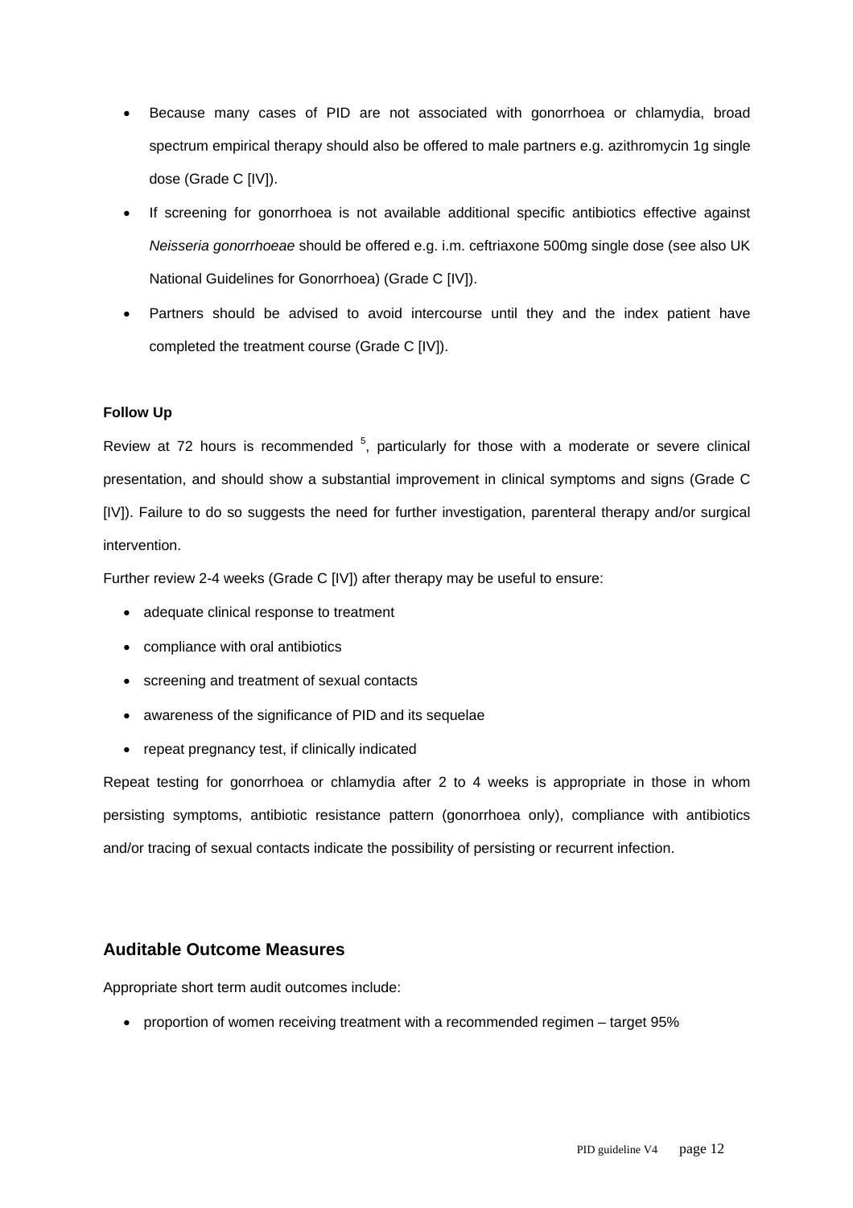- Because many cases of PID are not associated with gonorrhoea or chlamydia, broad spectrum empirical therapy should also be offered to male partners e.g. azithromycin 1g single dose (Grade C [IV]).
- If screening for gonorrhoea is not available additional specific antibiotics effective against *Neisseria gonorrhoeae* should be offered e.g. i.m. ceftriaxone 500mg single dose (see also UK National Guidelines for Gonorrhoea) (Grade C [IV]).
- Partners should be advised to avoid intercourse until they and the index patient have completed the treatment course (Grade C [IV]).

**Follow Up**

Review at 72 hours is recommended [5], particularly for those with a moderate or severe clinical presentation, and should show a substantial improvement in clinical symptoms and signs (Grade C [IV]). Failure to do so suggests the need for further investigation, parenteral therapy and/or surgical intervention.

Further review 2-4 weeks (Grade C [IV]) after therapy may be useful to ensure:

- adequate clinical response to treatment
- compliance with oral antibiotics
- screening and treatment of sexual contacts
- awareness of the significance of PID and its sequelae
- repeat pregnancy test, if clinically indicated

Repeat testing for gonorrhoea or chlamydia after 2 to 4 weeks is appropriate in those in whom persisting symptoms, antibiotic resistance pattern (gonorrhoea only), compliance with antibiotics and/or tracing of sexual contacts indicate the possibility of persisting or recurrent infection.

## Auditable Outcome Measures

Appropriate short term audit outcomes include:

- proportion of women receiving treatment with a recommended regimen – target 95%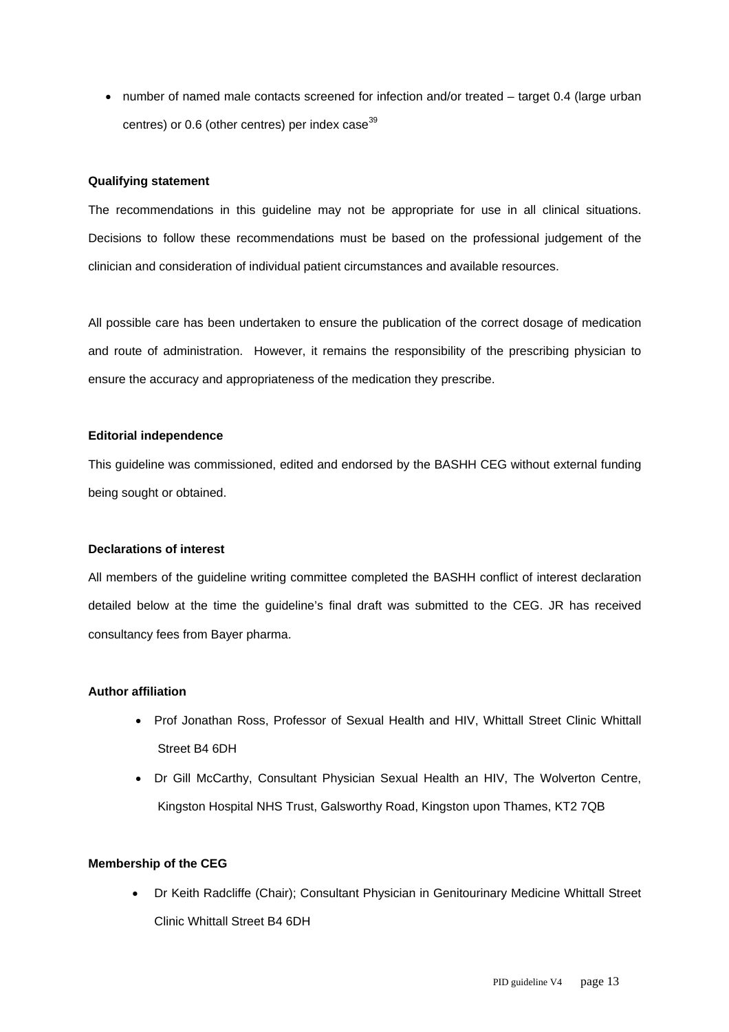- number of named male contacts screened for infection and/or treated – target 0.4 (large urban centres) or 0.6 (other centres) per index case[39]

**Qualifying statement**

The recommendations in this guideline may not be appropriate for use in all clinical situations. Decisions to follow these recommendations must be based on the professional judgement of the clinician and consideration of individual patient circumstances and available resources.

All possible care has been undertaken to ensure the publication of the correct dosage of medication and route of administration. However, it remains the responsibility of the prescribing physician to ensure the accuracy and appropriateness of the medication they prescribe.

**Editorial independence**

This guideline was commissioned, edited and endorsed by the BASHH CEG without external funding being sought or obtained.

**Declarations of interest**

All members of the guideline writing committee completed the BASHH conflict of interest declaration detailed below at the time the guideline's final draft was submitted to the CEG. JR has received consultancy fees from Bayer pharma.

**Author affiliation**

- Prof Jonathan Ross, Professor of Sexual Health and HIV, Whittall Street Clinic Whittall Street B4 6DH
- Dr Gill McCarthy, Consultant Physician Sexual Health an HIV, The Wolverton Centre, Kingston Hospital NHS Trust, Galsworthy Road, Kingston upon Thames, KT2 7QB

**Membership of the CEG**

- Dr Keith Radcliffe (Chair); Consultant Physician in Genitourinary Medicine Whittall Street Clinic Whittall Street B4 6DH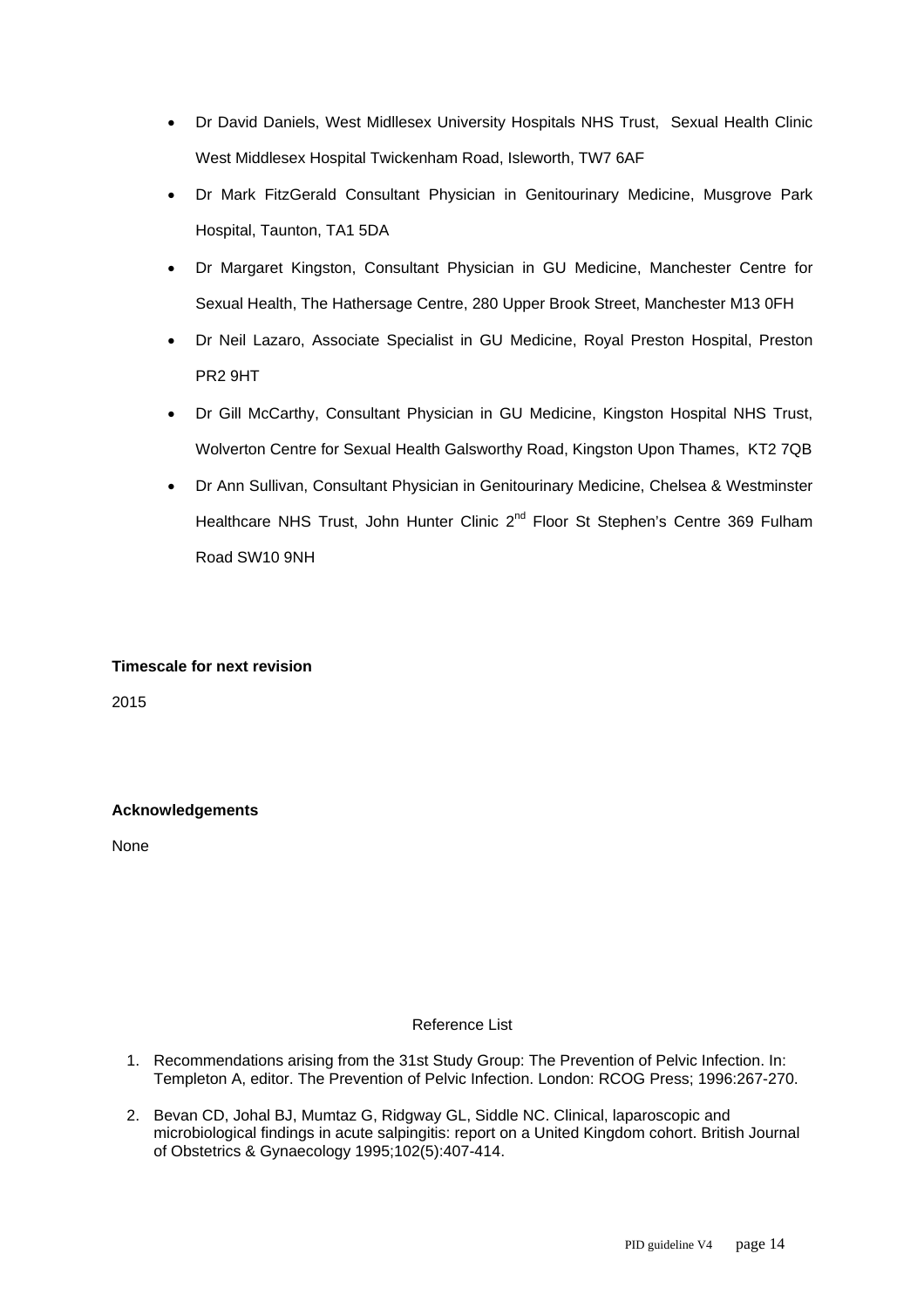- Dr David Daniels, West Midllesex University Hospitals NHS Trust, Sexual Health Clinic West Middlesex Hospital Twickenham Road, Isleworth, TW7 6AF
- Dr Mark FitzGerald Consultant Physician in Genitourinary Medicine, Musgrove Park Hospital, Taunton, TA1 5DA
- Dr Margaret Kingston, Consultant Physician in GU Medicine, Manchester Centre for Sexual Health, The Hathersage Centre, 280 Upper Brook Street, Manchester M13 0FH
- Dr Neil Lazaro, Associate Specialist in GU Medicine, Royal Preston Hospital, Preston PR2 9HT
- Dr Gill McCarthy, Consultant Physician in GU Medicine, Kingston Hospital NHS Trust, Wolverton Centre for Sexual Health Galsworthy Road, Kingston Upon Thames, KT2 7QB
- Dr Ann Sullivan, Consultant Physician in Genitourinary Medicine, Chelsea & Westminster Healthcare NHS Trust, John Hunter Clinic 2nd Floor St Stephen's Centre 369 Fulham Road SW10 9NH

**Timescale for next revision**

2015

**Acknowledgements**

None

Reference List

1. Recommendations arising from the 31st Study Group: The Prevention of Pelvic Infection. In: Templeton A, editor. The Prevention of Pelvic Infection. London: RCOG Press; 1996:267-270.
2. Bevan CD, Johal BJ, Mumtaz G, Ridgway GL, Siddle NC. Clinical, laparoscopic and microbiological findings in acute salpingitis: report on a United Kingdom cohort. British Journal of Obstetrics & Gynaecology 1995;102(5):407-414.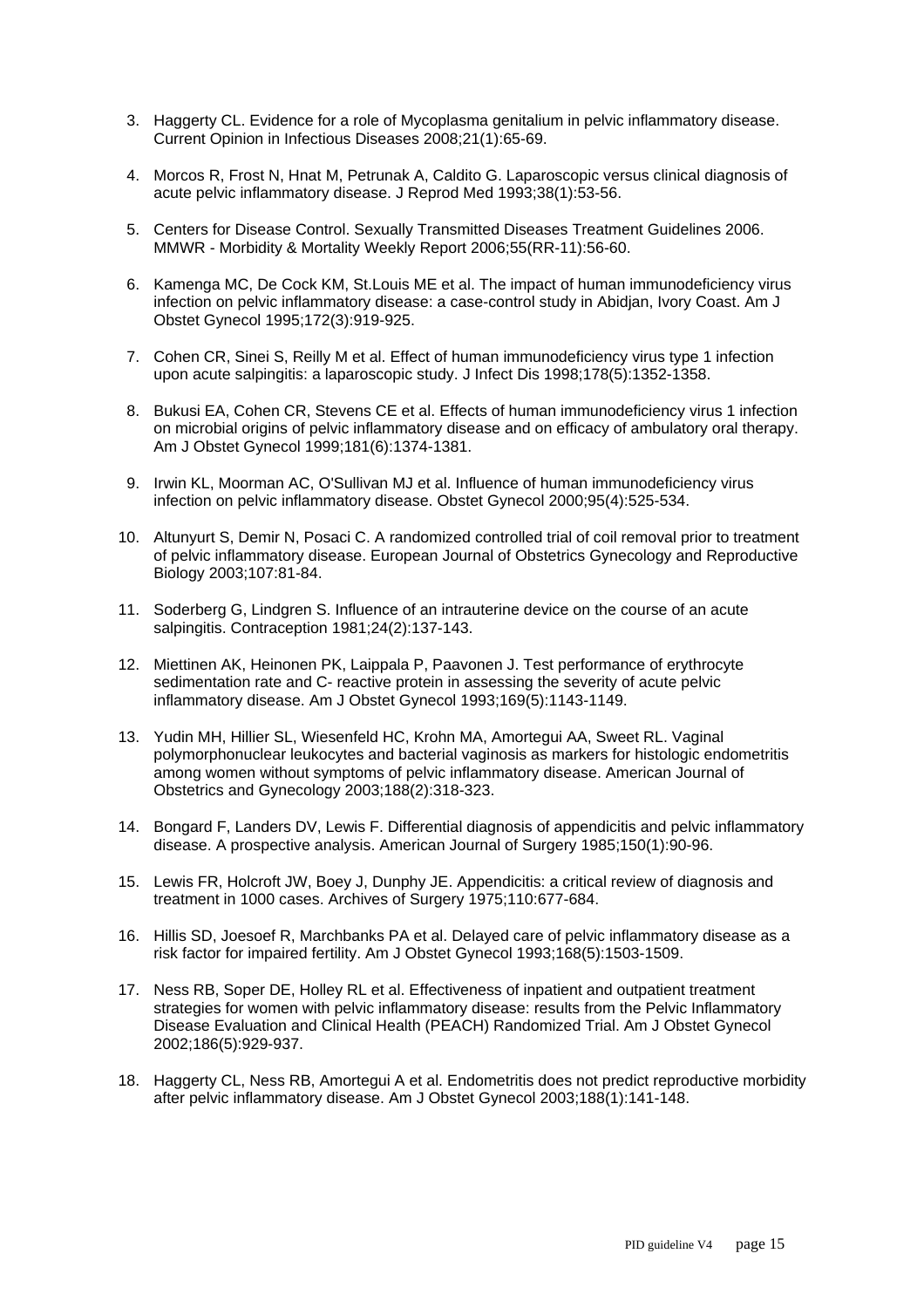3. Haggerty CL. Evidence for a role of Mycoplasma genitalium in pelvic inflammatory disease. Current Opinion in Infectious Diseases 2008;21(1):65-69.

4. Morcos R, Frost N, Hnat M, Petrunak A, Caldito G. Laparoscopic versus clinical diagnosis of acute pelvic inflammatory disease. J Reprod Med 1993;38(1):53-56.

5. Centers for Disease Control. Sexually Transmitted Diseases Treatment Guidelines 2006. MMWR - Morbidity & Mortality Weekly Report 2006;55(RR-11):56-60.

6. Kamenga MC, De Cock KM, St.Louis ME et al. The impact of human immunodeficiency virus infection on pelvic inflammatory disease: a case-control study in Abidjan, Ivory Coast. Am J Obstet Gynecol 1995;172(3):919-925.

7. Cohen CR, Sinei S, Reilly M et al. Effect of human immunodeficiency virus type 1 infection upon acute salpingitis: a laparoscopic study. J Infect Dis 1998;178(5):1352-1358.

8. Bukusi EA, Cohen CR, Stevens CE et al. Effects of human immunodeficiency virus 1 infection on microbial origins of pelvic inflammatory disease and on efficacy of ambulatory oral therapy. Am J Obstet Gynecol 1999;181(6):1374-1381.

9. Irwin KL, Moorman AC, O'Sullivan MJ et al. Influence of human immunodeficiency virus infection on pelvic inflammatory disease. Obstet Gynecol 2000;95(4):525-534.

10. Altunyurt S, Demir N, Posaci C. A randomized controlled trial of coil removal prior to treatment of pelvic inflammatory disease. European Journal of Obstetrics Gynecology and Reproductive Biology 2003;107:81-84.

11. Soderberg G, Lindgren S. Influence of an intrauterine device on the course of an acute salpingitis. Contraception 1981;24(2):137-143.

12. Miettinen AK, Heinonen PK, Laippala P, Paavonen J. Test performance of erythrocyte sedimentation rate and C- reactive protein in assessing the severity of acute pelvic inflammatory disease. Am J Obstet Gynecol 1993;169(5):1143-1149.

13. Yudin MH, Hillier SL, Wiesenfeld HC, Krohn MA, Amortegui AA, Sweet RL. Vaginal polymorphonuclear leukocytes and bacterial vaginosis as markers for histologic endometritis among women without symptoms of pelvic inflammatory disease. American Journal of Obstetrics and Gynecology 2003;188(2):318-323.

14. Bongard F, Landers DV, Lewis F. Differential diagnosis of appendicitis and pelvic inflammatory disease. A prospective analysis. American Journal of Surgery 1985;150(1):90-96.

15. Lewis FR, Holcroft JW, Boey J, Dunphy JE. Appendicitis: a critical review of diagnosis and treatment in 1000 cases. Archives of Surgery 1975;110:677-684.

16. Hillis SD, Joesoef R, Marchbanks PA et al. Delayed care of pelvic inflammatory disease as a risk factor for impaired fertility. Am J Obstet Gynecol 1993;168(5):1503-1509.

17. Ness RB, Soper DE, Holley RL et al. Effectiveness of inpatient and outpatient treatment strategies for women with pelvic inflammatory disease: results from the Pelvic Inflammatory Disease Evaluation and Clinical Health (PEACH) Randomized Trial. Am J Obstet Gynecol 2002;186(5):929-937.

18. Haggerty CL, Ness RB, Amortegui A et al. Endometritis does not predict reproductive morbidity after pelvic inflammatory disease. Am J Obstet Gynecol 2003;188(1):141-148.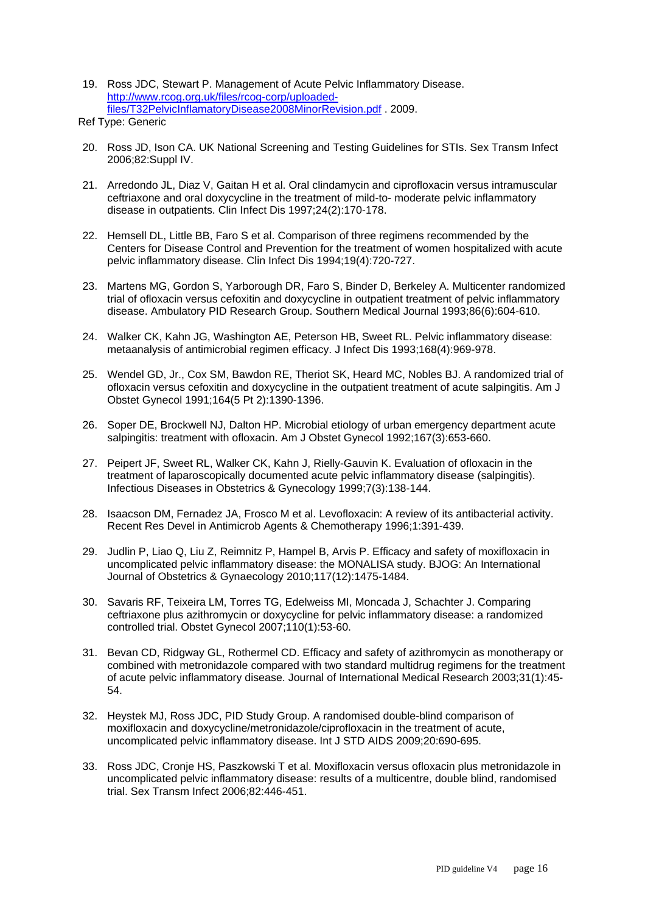19. Ross JDC, Stewart P. Management of Acute Pelvic Inflammatory Disease. [http://www.rcog.org.uk/files/rcog-corp/uploaded-files/T32PelvicInflamatoryDisease2008MinorRevision.pdf](http://www.rcog.org.uk/files/rcog-corp/uploaded-files/T32PelvicInflamatoryDisease2008MinorRevision.pdf) . 2009.

Ref Type: Generic

20. Ross JD, Ison CA. UK National Screening and Testing Guidelines for STIs. Sex Transm Infect 2006;82:Suppl IV.

21. Arredondo JL, Diaz V, Gaitan H et al. Oral clindamycin and ciprofloxacin versus intramuscular ceftriaxone and oral doxycycline in the treatment of mild-to- moderate pelvic inflammatory disease in outpatients. Clin Infect Dis 1997;24(2):170-178.

22. Hemsell DL, Little BB, Faro S et al. Comparison of three regimens recommended by the Centers for Disease Control and Prevention for the treatment of women hospitalized with acute pelvic inflammatory disease. Clin Infect Dis 1994;19(4):720-727.

23. Martens MG, Gordon S, Yarborough DR, Faro S, Binder D, Berkeley A. Multicenter randomized trial of ofloxacin versus cefoxitin and doxycycline in outpatient treatment of pelvic inflammatory disease. Ambulatory PID Research Group. Southern Medical Journal 1993;86(6):604-610.

24. Walker CK, Kahn JG, Washington AE, Peterson HB, Sweet RL. Pelvic inflammatory disease: metaanalysis of antimicrobial regimen efficacy. J Infect Dis 1993;168(4):969-978.

25. Wendel GD, Jr., Cox SM, Bawdon RE, Theriot SK, Heard MC, Nobles BJ. A randomized trial of ofloxacin versus cefoxitin and doxycycline in the outpatient treatment of acute salpingitis. Am J Obstet Gynecol 1991;164(5 Pt 2):1390-1396.

26. Soper DE, Brockwell NJ, Dalton HP. Microbial etiology of urban emergency department acute salpingitis: treatment with ofloxacin. Am J Obstet Gynecol 1992;167(3):653-660.

27. Peipert JF, Sweet RL, Walker CK, Kahn J, Rielly-Gauvin K. Evaluation of ofloxacin in the treatment of laparoscopically documented acute pelvic inflammatory disease (salpingitis). Infectious Diseases in Obstetrics & Gynecology 1999;7(3):138-144.

28. Isaacson DM, Fernadez JA, Frosco M et al. Levofloxacin: A review of its antibacterial activity. Recent Res Devel in Antimicrob Agents & Chemotherapy 1996;1:391-439.

29. Judlin P, Liao Q, Liu Z, Reimnitz P, Hampel B, Arvis P. Efficacy and safety of moxifloxacin in uncomplicated pelvic inflammatory disease: the MONALISA study. BJOG: An International Journal of Obstetrics & Gynaecology 2010;117(12):1475-1484.

30. Savaris RF, Teixeira LM, Torres TG, Edelweiss MI, Moncada J, Schachter J. Comparing ceftriaxone plus azithromycin or doxycycline for pelvic inflammatory disease: a randomized controlled trial. Obstet Gynecol 2007;110(1):53-60.

31. Bevan CD, Ridgway GL, Rothermel CD. Efficacy and safety of azithromycin as monotherapy or combined with metronidazole compared with two standard multidrug regimens for the treatment of acute pelvic inflammatory disease. Journal of International Medical Research 2003;31(1):45-54.

32. Heystek MJ, Ross JDC, PID Study Group. A randomised double-blind comparison of moxifloxacin and doxycycline/metronidazole/ciprofloxacin in the treatment of acute, uncomplicated pelvic inflammatory disease. Int J STD AIDS 2009;20:690-695.

33. Ross JDC, Cronje HS, Paszkowski T et al. Moxifloxacin versus ofloxacin plus metronidazole in uncomplicated pelvic inflammatory disease: results of a multicentre, double blind, randomised trial. Sex Transm Infect 2006;82:446-451.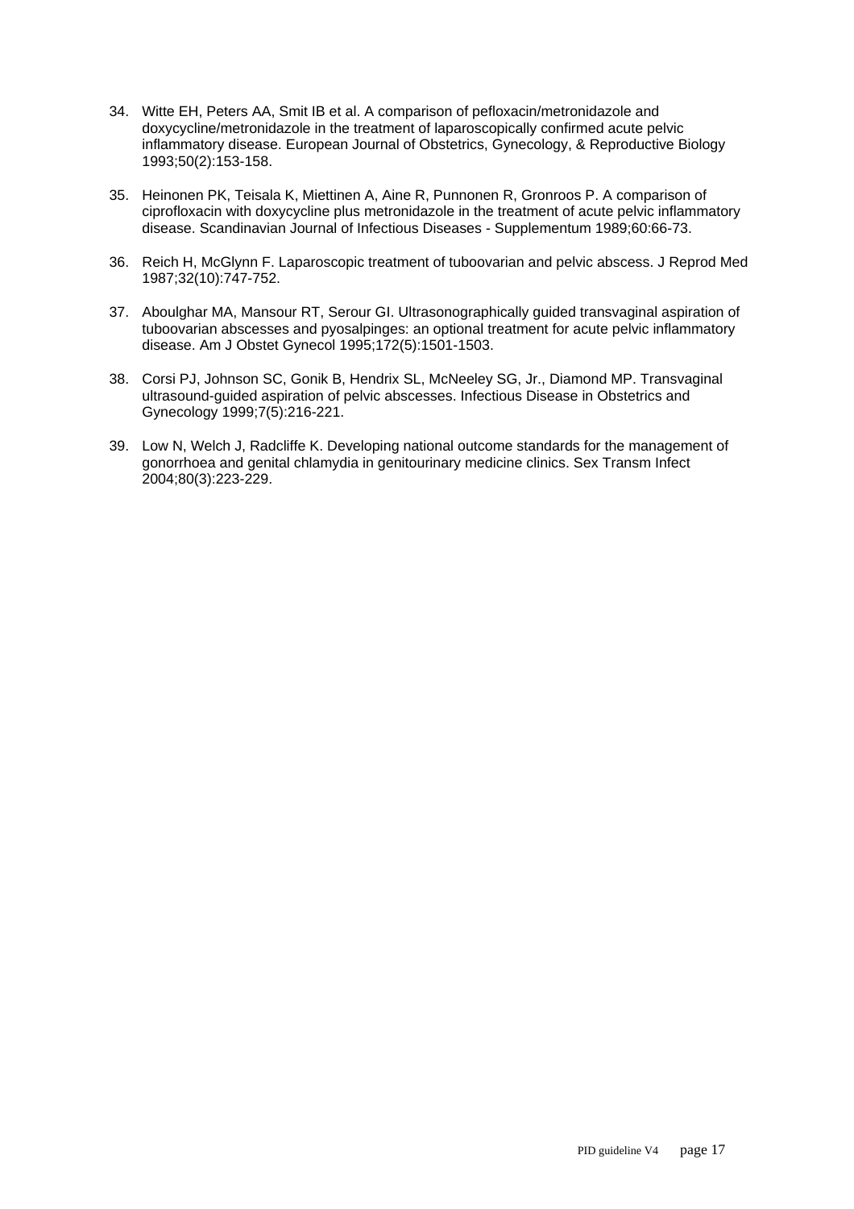34. Witte EH, Peters AA, Smit IB et al. A comparison of pefloxacin/metronidazole and doxycycline/metronidazole in the treatment of laparoscopically confirmed acute pelvic inflammatory disease. European Journal of Obstetrics, Gynecology, & Reproductive Biology 1993;50(2):153-158.

35. Heinonen PK, Teisala K, Miettinen A, Aine R, Punnonen R, Gronroos P. A comparison of ciprofloxacin with doxycycline plus metronidazole in the treatment of acute pelvic inflammatory disease. Scandinavian Journal of Infectious Diseases - Supplementum 1989;60:66-73.

36. Reich H, McGlynn F. Laparoscopic treatment of tuboovarian and pelvic abscess. J Reprod Med 1987;32(10):747-752.

37. Aboulghar MA, Mansour RT, Serour GI. Ultrasonographically guided transvaginal aspiration of tuboovarian abscesses and pyosalpinges: an optional treatment for acute pelvic inflammatory disease. Am J Obstet Gynecol 1995;172(5):1501-1503.

38. Corsi PJ, Johnson SC, Gonik B, Hendrix SL, McNeeley SG, Jr., Diamond MP. Transvaginal ultrasound-guided aspiration of pelvic abscesses. Infectious Disease in Obstetrics and Gynecology 1999;7(5):216-221.

39. Low N, Welch J, Radcliffe K. Developing national outcome standards for the management of gonorrhoea and genital chlamydia in genitourinary medicine clinics. Sex Transm Infect 2004;80(3):223-229.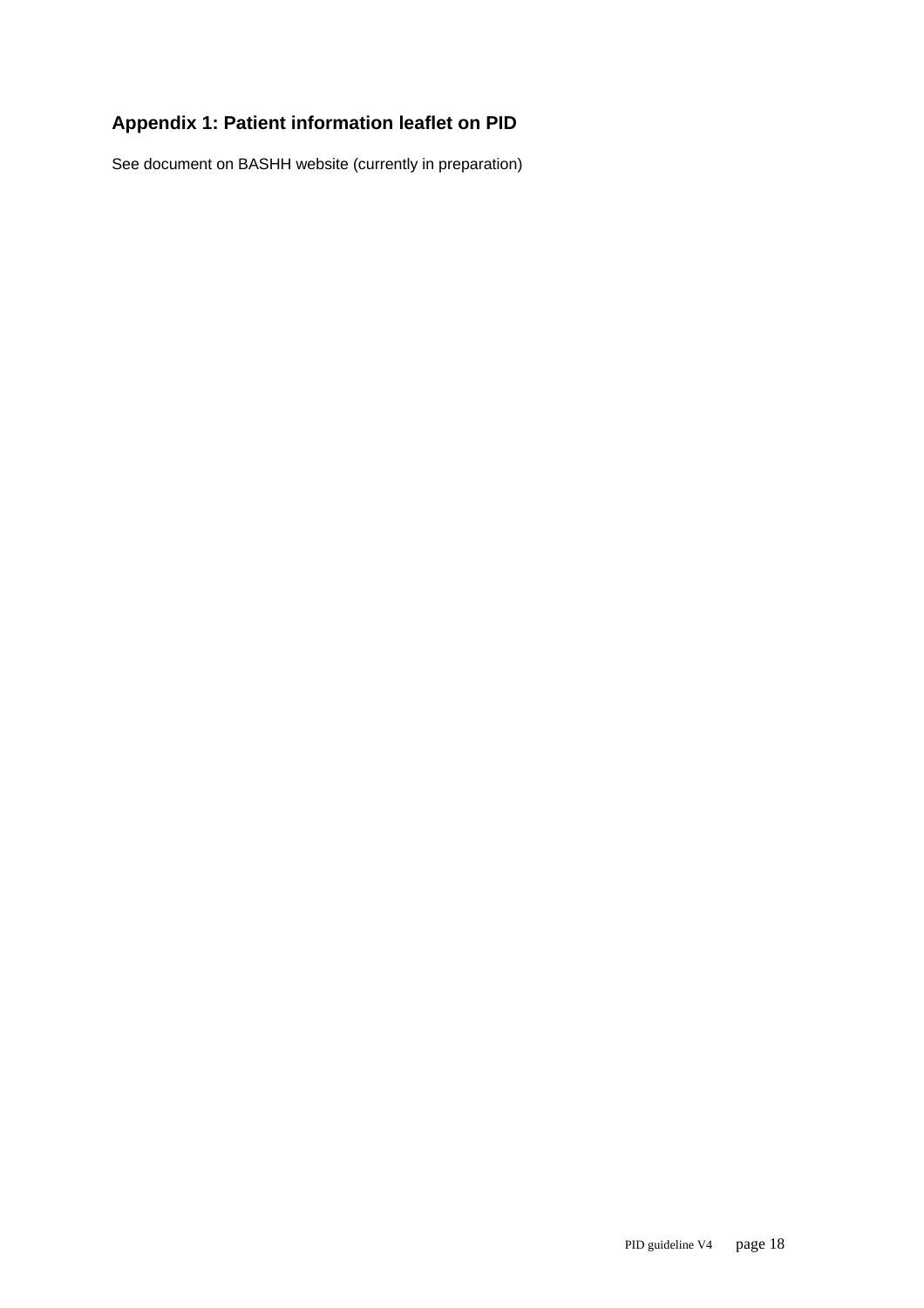## Appendix 1: Patient information leaflet on PID

See document on BASHH website (currently in preparation)